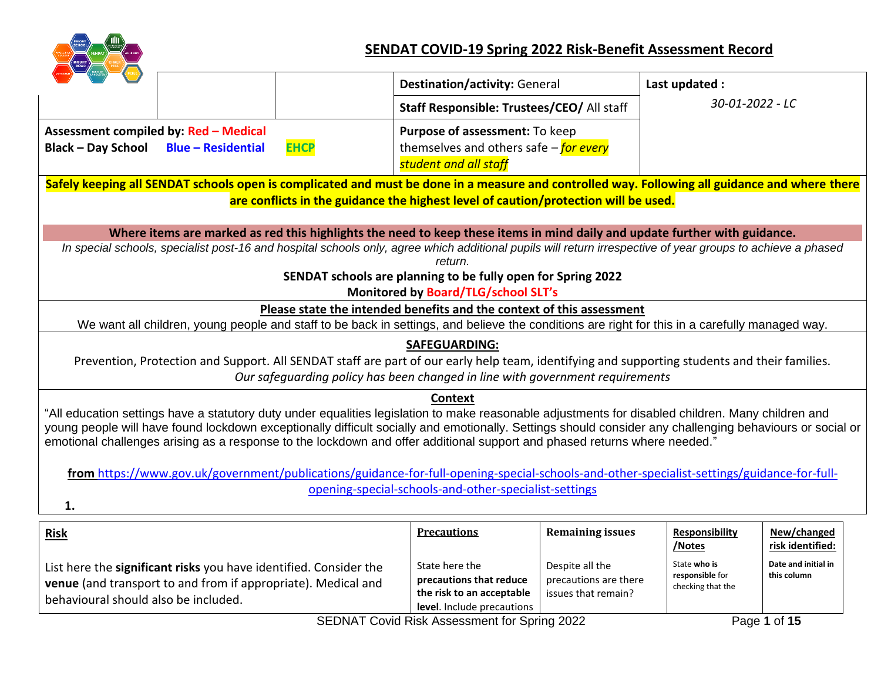# SENDAT COVID-19 Spring 2022 Risk-Benefit Assessment Record

| | | | |
|---|---|---|---|
| | | **Destination/activity:** General | **Last updated :** *30-01-2022 - LC* |
| | | **Staff Responsible: Trustees/CEO/** All staff | |
| **Assessment compiled by: Red – Medical** **Black – Day School** **Blue – Residential** **EHCP** | | **Purpose of assessment:** To keep themselves and others safe – *for every student and all staff* | |

**Safely keeping all SENDAT schools open is complicated and must be done in a measure and controlled way. Following all guidance and where there are conflicts in the guidance the highest level of caution/protection will be used.**

**Where items are marked as red this highlights the need to keep these items in mind daily and update further with guidance.**

*In special schools, specialist post-16 and hospital schools only, agree which additional pupils will return irrespective of year groups to achieve a phased return.*

**SENDAT schools are planning to be fully open for Spring 2022**

**Monitored by Board/TLG/school SLT's**

**Please state the intended benefits and the context of this assessment**

We want all children, young people and staff to be back in settings, and believe the conditions are right for this in a carefully managed way.

**SAFEGUARDING:**

Prevention, Protection and Support. All SENDAT staff are part of our early help team, identifying and supporting students and their families.

*Our safeguarding policy has been changed in line with government requirements*

**Context**

"All education settings have a statutory duty under equalities legislation to make reasonable adjustments for disabled children. Many children and young people will have found lockdown exceptionally difficult socially and emotionally. Settings should consider any challenging behaviours or social or emotional challenges arising as a response to the lockdown and offer additional support and phased returns where needed."

**from** https://www.gov.uk/government/publications/guidance-for-full-opening-special-schools-and-other-specialist-settings/guidance-for-full-opening-special-schools-and-other-specialist-settings

**1.**

| **Risk** List here the **significant risks** you have identified. Consider the **venue** (and transport to and from if appropriate). Medical and behavioural should also be included. | **Precautions** State here the **precautions that reduce the risk to an acceptable level**. Include precautions | **Remaining issues** Despite all the precautions are there issues that remain? | **Responsibility /Notes** State **who is responsible** for checking that the | **New/changed risk identified:** **Date and initial in this column** |
|---|---|---|---|---|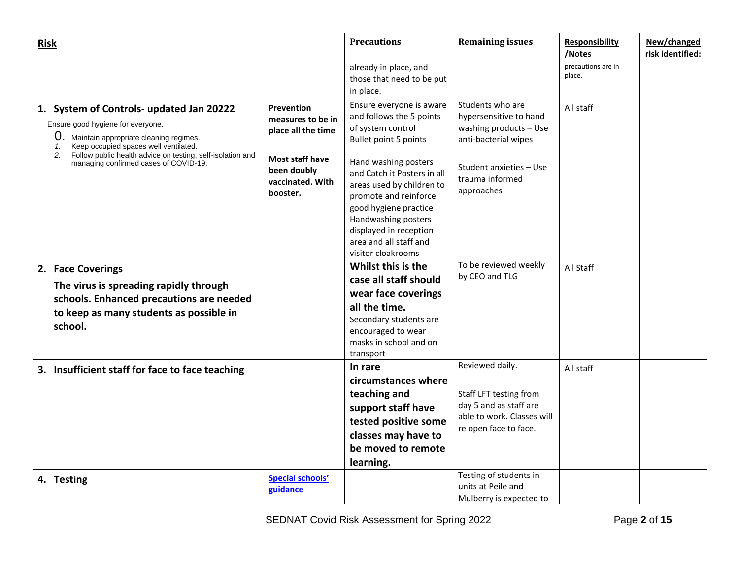| Risk | | Precautions<br><br>already in place, and those that need to be put in place. | Remaining issues | Responsibility /Notes<br><br>precautions are in place. | New/changed risk identified: |
|---|---|---|---|---|---|
| **1. System of Controls- updated Jan 20222**<br><br>Ensure good hygiene for everyone.<br>0. Maintain appropriate cleaning regimes.<br>1. Keep occupied spaces well ventilated.<br>2. Follow public health advice on testing, self-isolation and managing confirmed cases of COVID-19. | **Prevention measures to be in place all the time**<br><br>**Most staff have been doubly vaccinated. With booster.** | Ensure everyone is aware and follows the 5 points of system control<br>Bullet point 5 points<br><br>Hand washing posters and Catch it Posters in all areas used by children to promote and reinforce good hygiene practice<br>Handwashing posters displayed in reception area and all staff and visitor cloakrooms | Students who are hypersensitive to hand washing products – Use anti-bacterial wipes<br><br>Student anxieties – Use trauma informed approaches | All staff | |
| **2. Face Coverings**<br><br>**The virus is spreading rapidly through schools. Enhanced precautions are needed to keep as many students as possible in school.** | | **Whilst this is the case all staff should wear face coverings all the time.**<br>Secondary students are encouraged to wear masks in school and on transport | To be reviewed weekly by CEO and TLG | All Staff | |
| **3. Insufficient staff for face to face teaching** | | **In rare circumstances where teaching and support staff have tested positive some classes may have to be moved to remote learning.** | Reviewed daily.<br><br>Staff LFT testing from day 5 and as staff are able to work. Classes will re open face to face. | All staff | |
| **4. Testing** | **Special schools' guidance** | | Testing of students in units at Peile and Mulberry is expected to | | |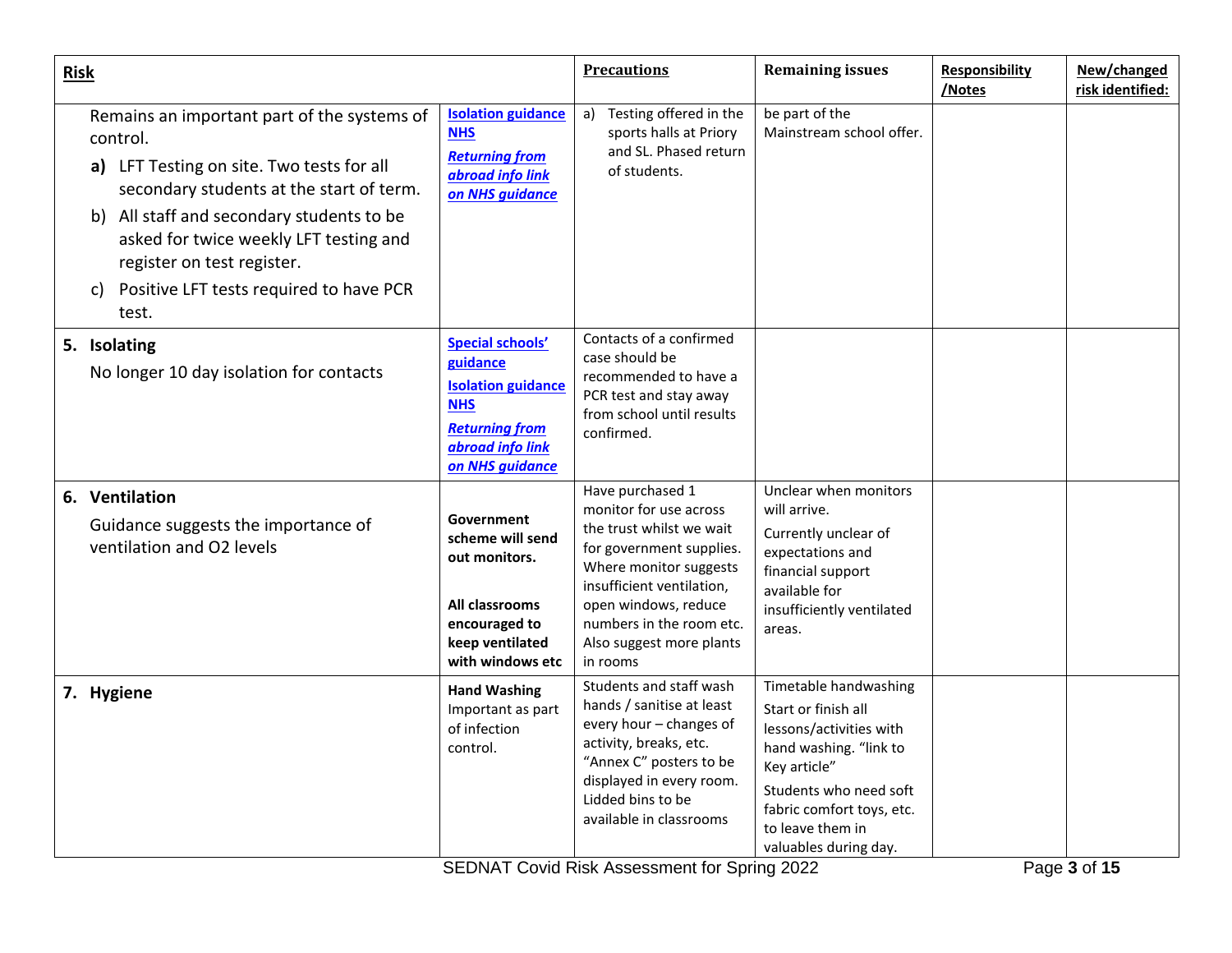| **Risk** | | **Precautions** | **Remaining issues** | **Responsibility /Notes** | **New/changed risk identified:** |
|---|---|---|---|---|---|
| Remains an important part of the systems of control.<br>**a)** LFT Testing on site. Two tests for all secondary students at the start of term.<br>b) All staff and secondary students to be asked for twice weekly LFT testing and register on test register.<br>c) Positive LFT tests required to have PCR test. | **Isolation guidance NHS**<br>***Returning from abroad info link on NHS guidance*** | a) Testing offered in the sports halls at Priory and SL. Phased return of students. | be part of the Mainstream school offer. | | |
| **5. Isolating**<br>No longer 10 day isolation for contacts | **Special schools' guidance**<br>**Isolation guidance NHS**<br>***Returning from abroad info link on NHS guidance*** | Contacts of a confirmed case should be recommended to have a PCR test and stay away from school until results confirmed. | | | |
| **6. Ventilation**<br>Guidance suggests the importance of ventilation and O2 levels | **Government scheme will send out monitors.**<br>**All classrooms encouraged to keep ventilated with windows etc** | Have purchased 1 monitor for use across the trust whilst we wait for government supplies. Where monitor suggests insufficient ventilation, open windows, reduce numbers in the room etc. Also suggest more plants in rooms | Unclear when monitors will arrive.<br>Currently unclear of expectations and financial support available for insufficiently ventilated areas. | | |
| **7. Hygiene** | **Hand Washing** Important as part of infection control. | Students and staff wash hands / sanitise at least every hour – changes of activity, breaks, etc. "Annex C" posters to be displayed in every room. Lidded bins to be available in classrooms | Timetable handwashing<br>Start or finish all lessons/activities with hand washing. "link to Key article"<br>Students who need soft fabric comfort toys, etc. to leave them in valuables during day. | | |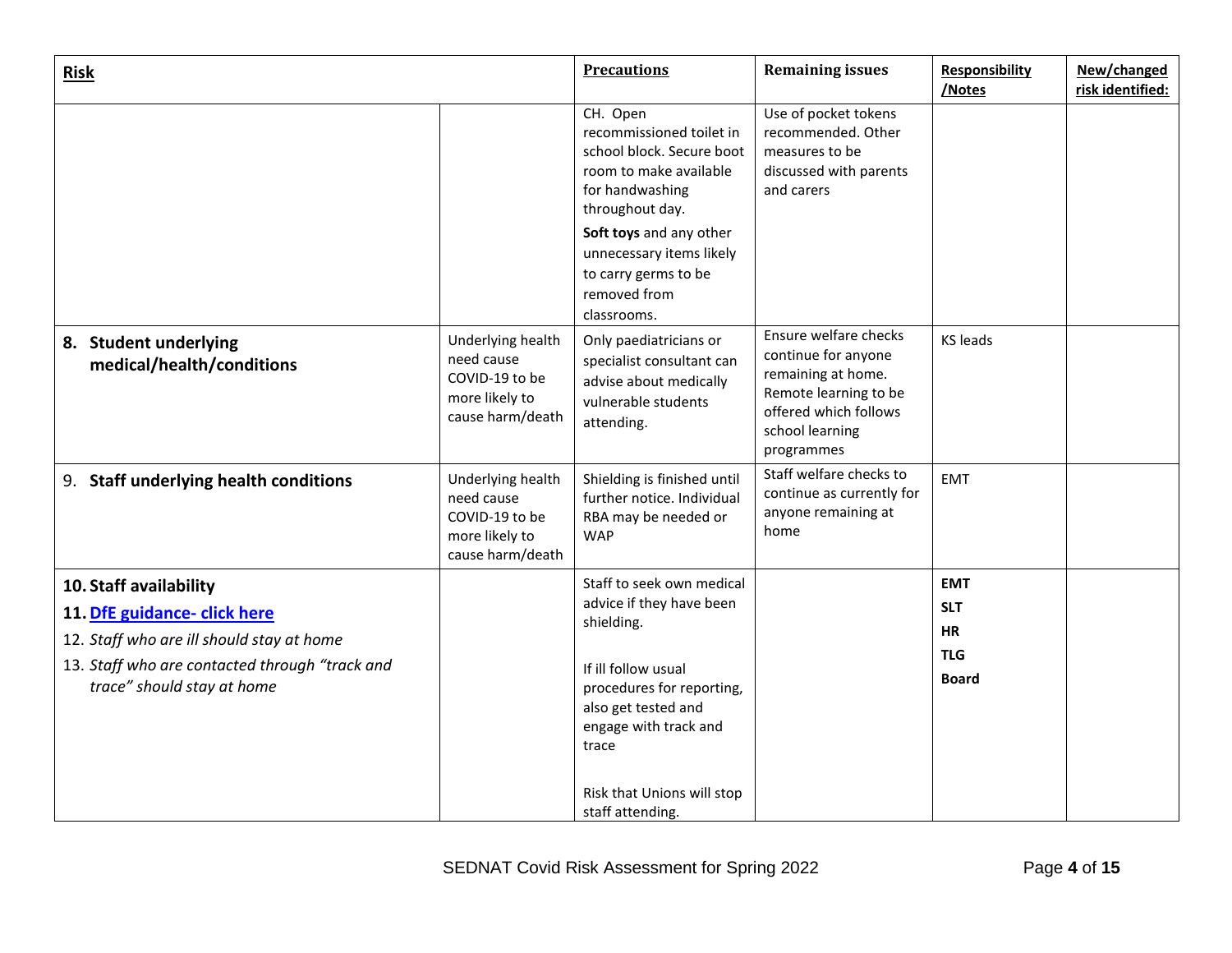| **Risk** | | **Precautions** | **Remaining issues** | **Responsibility /Notes** | **New/changed risk identified:** |
|---|---|---|---|---|---|
| | | CH. Open recommissioned toilet in school block. Secure boot room to make available for handwashing throughout day. **Soft toys** and any other unnecessary items likely to carry germs to be removed from classrooms. | Use of pocket tokens recommended. Other measures to be discussed with parents and carers | | |
| **8. Student underlying medical/health/conditions** | Underlying health need cause COVID-19 to be more likely to cause harm/death | Only paediatricians or specialist consultant can advise about medically vulnerable students attending. | Ensure welfare checks continue for anyone remaining at home. Remote learning to be offered which follows school learning programmes | KS leads | |
| 9. **Staff underlying health conditions** | Underlying health need cause COVID-19 to be more likely to cause harm/death | Shielding is finished until further notice. Individual RBA may be needed or WAP | Staff welfare checks to continue as currently for anyone remaining at home | EMT | |
| **10. Staff availability** **11. DfE guidance- click here** 12. *Staff who are ill should stay at home* 13. *Staff who are contacted through "track and trace" should stay at home* | | Staff to seek own medical advice if they have been shielding. If ill follow usual procedures for reporting, also get tested and engage with track and trace Risk that Unions will stop staff attending. | | **EMT** **SLT** **HR** **TLG** **Board** | |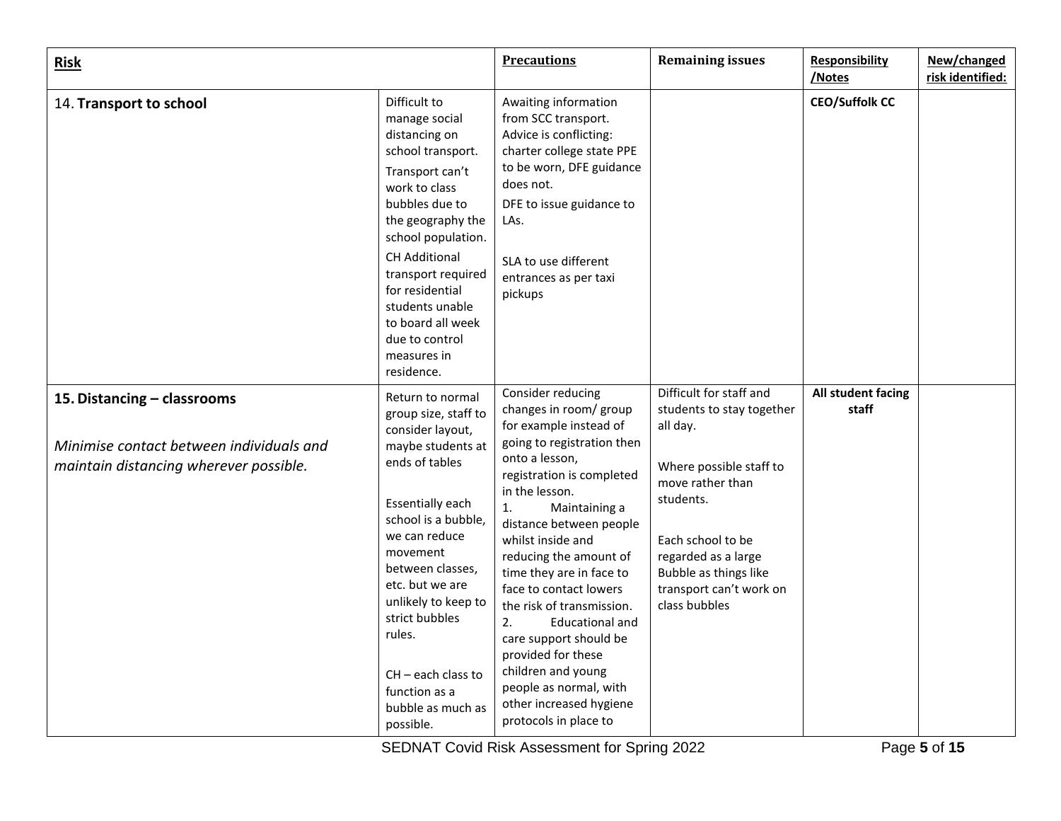| **Risk** | | **Precautions** | **Remaining issues** | **Responsibility /Notes** | **New/changed risk identified:** |
|---|---|---|---|---|---|
| 14. **Transport to school** | Difficult to manage social distancing on school transport.<br><br>Transport can't work to class bubbles due to the geography the school population.<br><br>CH Additional transport required for residential students unable to board all week due to control measures in residence. | Awaiting information from SCC transport. Advice is conflicting: charter college state PPE to be worn, DFE guidance does not.<br><br>DFE to issue guidance to LAs.<br><br>SLA to use different entrances as per taxi pickups | | **CEO/Suffolk CC** | |
| **15. Distancing – classrooms**<br><br>*Minimise contact between individuals and maintain distancing wherever possible.* | Return to normal group size, staff to consider layout, maybe students at ends of tables<br><br>Essentially each school is a bubble, we can reduce movement between classes, etc. but we are unlikely to keep to strict bubbles rules.<br><br>CH – each class to function as a bubble as much as possible. | Consider reducing changes in room/ group for example instead of going to registration then onto a lesson, registration is completed in the lesson.<br>1. Maintaining a distance between people whilst inside and reducing the amount of time they are in face to face to contact lowers the risk of transmission.<br>2. Educational and care support should be provided for these children and young people as normal, with other increased hygiene protocols in place to | Difficult for staff and students to stay together all day.<br><br>Where possible staff to move rather than students.<br><br>Each school to be regarded as a large Bubble as things like transport can't work on class bubbles | **All student facing staff** | |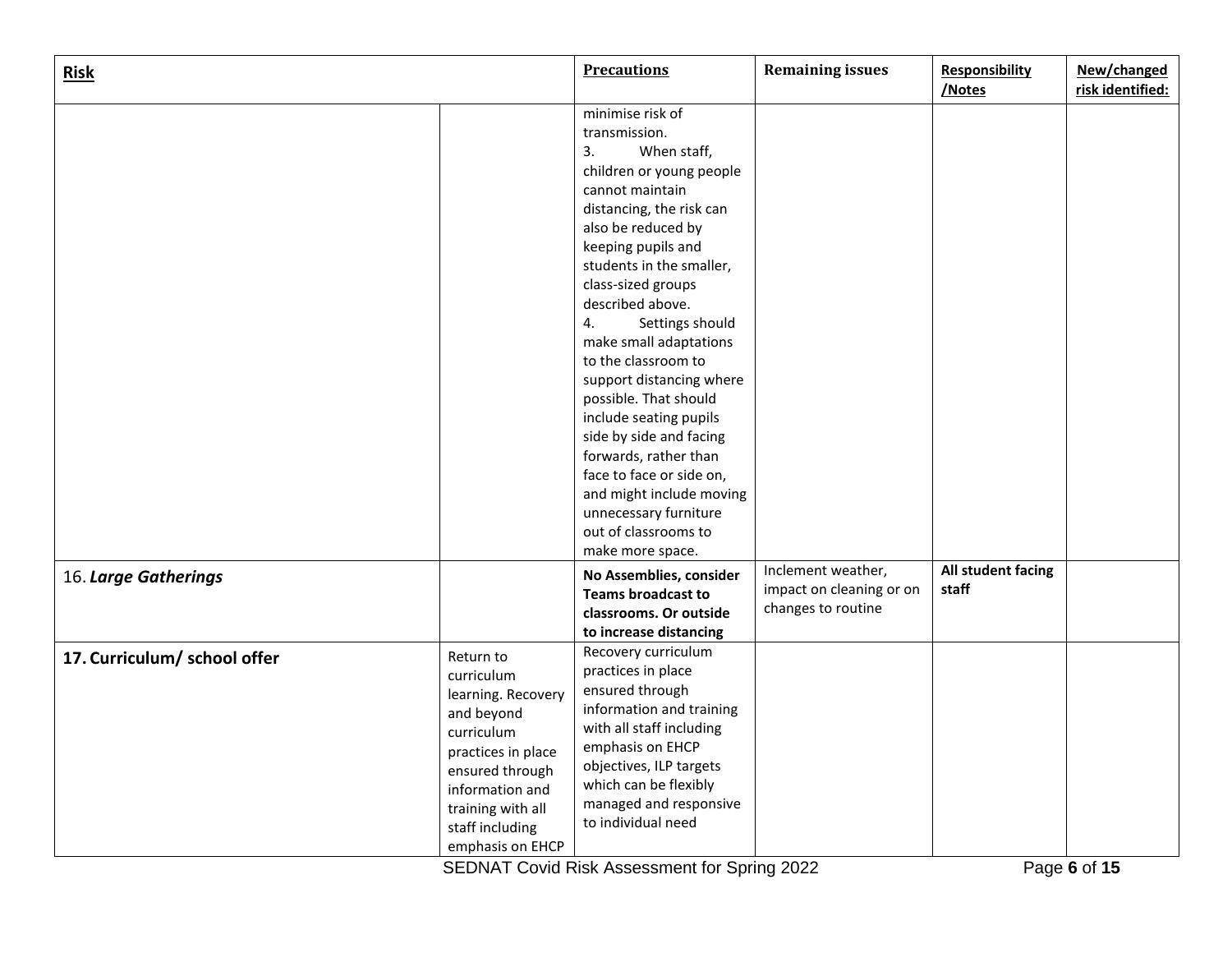| Risk | | Precautions | Remaining issues | Responsibility /Notes | New/changed risk identified: |
|---|---|---|---|---|---|
| | | minimise risk of transmission.<br>3. When staff, children or young people cannot maintain distancing, the risk can also be reduced by keeping pupils and students in the smaller, class-sized groups described above.<br>4. Settings should make small adaptations to the classroom to support distancing where possible. That should include seating pupils side by side and facing forwards, rather than face to face or side on, and might include moving unnecessary furniture out of classrooms to make more space. | | | |
| 16. ***Large Gatherings*** | | **No Assemblies, consider Teams broadcast to classrooms. Or outside to increase distancing** | Inclement weather, impact on cleaning or on changes to routine | **All student facing staff** | |
| **17. Curriculum/ school offer** | Return to curriculum learning. Recovery and beyond curriculum practices in place ensured through information and training with all staff including emphasis on EHCP | Recovery curriculum practices in place ensured through information and training with all staff including emphasis on EHCP objectives, ILP targets which can be flexibly managed and responsive to individual need | | | |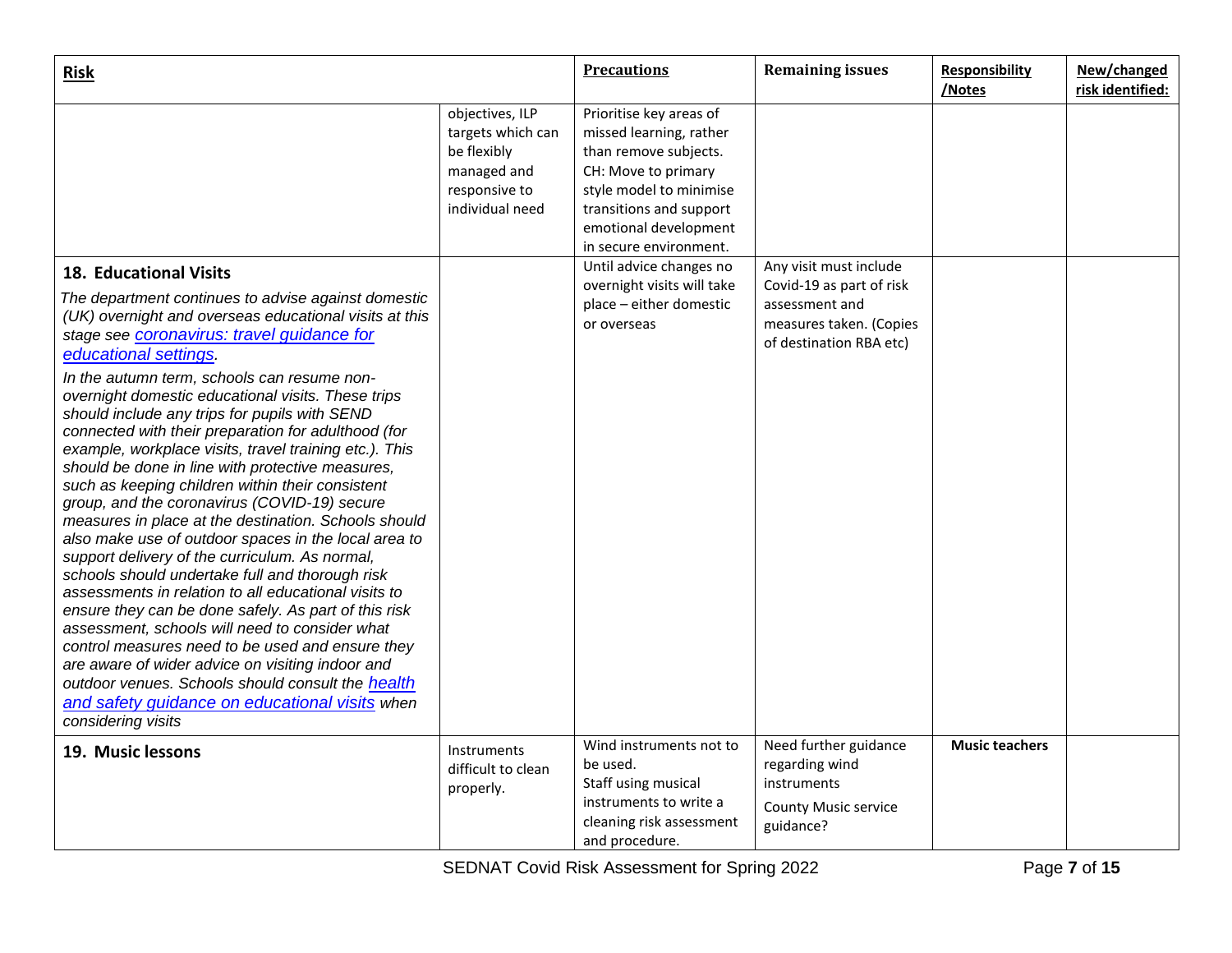| **Risk** | | **Precautions** | **Remaining issues** | **Responsibility /Notes** | **New/changed risk identified:** |
|---|---|---|---|---|---|
| | objectives, ILP targets which can be flexibly managed and responsive to individual need | Prioritise key areas of missed learning, rather than remove subjects. CH: Move to primary style model to minimise transitions and support emotional development in secure environment. | | | |
| **18. Educational Visits**<br>*The department continues to advise against domestic (UK) overnight and overseas educational visits at this stage see [coronavirus: travel guidance for educational settings](coronavirus: travel guidance for educational settings).*<br>*In the autumn term, schools can resume non-overnight domestic educational visits. These trips should include any trips for pupils with SEND connected with their preparation for adulthood (for example, workplace visits, travel training etc.). This should be done in line with protective measures, such as keeping children within their consistent group, and the coronavirus (COVID-19) secure measures in place at the destination. Schools should also make use of outdoor spaces in the local area to support delivery of the curriculum. As normal, schools should undertake full and thorough risk assessments in relation to all educational visits to ensure they can be done safely. As part of this risk assessment, schools will need to consider what control measures need to be used and ensure they are aware of wider advice on visiting indoor and outdoor venues. Schools should consult the [health and safety guidance on educational visits](health and safety guidance on educational visits) when considering visits* | | Until advice changes no overnight visits will take place – either domestic or overseas | Any visit must include Covid-19 as part of risk assessment and measures taken. (Copies of destination RBA etc) | | |
| **19. Music lessons** | Instruments difficult to clean properly. | Wind instruments not to be used.<br>Staff using musical instruments to write a cleaning risk assessment and procedure. | Need further guidance regarding wind instruments<br>County Music service guidance? | **Music teachers** | |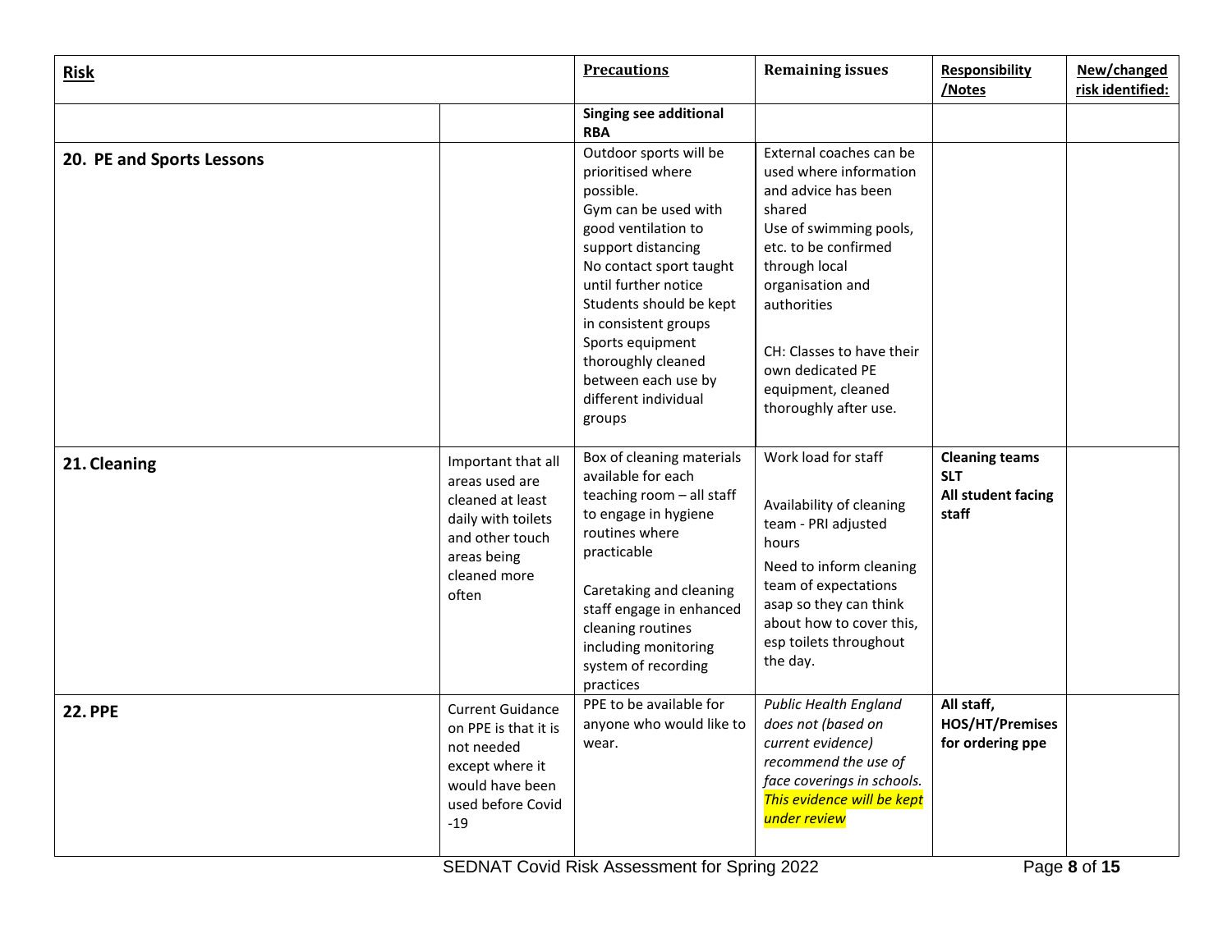| **Risk** | | **Precautions** | **Remaining issues** | **Responsibility /Notes** | **New/changed risk identified:** |
|---|---|---|---|---|---|
| | | **Singing see additional RBA** | | | |
| **20. PE and Sports Lessons** | | Outdoor sports will be prioritised where possible.<br>Gym can be used with good ventilation to support distancing<br>No contact sport taught until further notice<br>Students should be kept in consistent groups<br>Sports equipment thoroughly cleaned between each use by different individual groups | External coaches can be used where information and advice has been shared<br>Use of swimming pools, etc. to be confirmed through local organisation and authorities<br><br>CH: Classes to have their own dedicated PE equipment, cleaned thoroughly after use. | | |
| **21. Cleaning** | Important that all areas used are cleaned at least daily with toilets and other touch areas being cleaned more often | Box of cleaning materials available for each teaching room – all staff to engage in hygiene routines where practicable<br><br>Caretaking and cleaning staff engage in enhanced cleaning routines including monitoring system of recording practices | Work load for staff<br><br>Availability of cleaning team - PRI adjusted hours<br>Need to inform cleaning team of expectations asap so they can think about how to cover this, esp toilets throughout the day. | **Cleaning teams**<br>**SLT**<br>**All student facing staff** | |
| **22. PPE** | Current Guidance on PPE is that it is not needed except where it would have been used before Covid -19 | PPE to be available for anyone who would like to wear. | *Public Health England does not (based on current evidence) recommend the use of face coverings in schools. This evidence will be kept under review* | **All staff, HOS/HT/Premises for ordering ppe** | |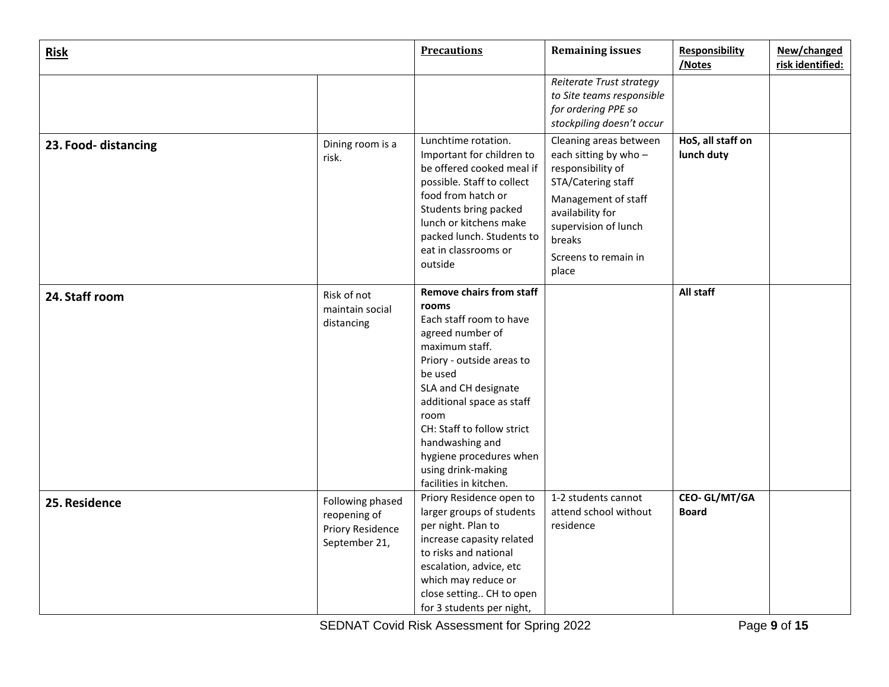| Risk | | Precautions | Remaining issues | Responsibility /Notes | New/changed risk identified: |
|---|---|---|---|---|---|
| | | | *Reiterate Trust strategy to Site teams responsible for ordering PPE so stockpiling doesn't occur* | | |
| **23. Food- distancing** | Dining room is a risk. | Lunchtime rotation. Important for children to be offered cooked meal if possible. Staff to collect food from hatch or Students bring packed lunch or kitchens make packed lunch. Students to eat in classrooms or outside | Cleaning areas between each sitting by who – responsibility of STA/Catering staff<br>Management of staff availability for supervision of lunch breaks<br>Screens to remain in place | **HoS, all staff on lunch duty** | |
| **24. Staff room** | Risk of not maintain social distancing | **Remove chairs from staff rooms**<br>Each staff room to have agreed number of maximum staff.<br>Priory - outside areas to be used<br>SLA and CH designate additional space as staff room<br>CH: Staff to follow strict handwashing and hygiene procedures when using drink-making facilities in kitchen. | | **All staff** | |
| **25. Residence** | Following phased reopening of Priory Residence September 21, | Priory Residence open to larger groups of students per night. Plan to increase capasity related to risks and national escalation, advice, etc which may reduce or close setting.. CH to open for 3 students per night, | 1-2 students cannot attend school without residence | **CEO- GL/MT/GA Board** | |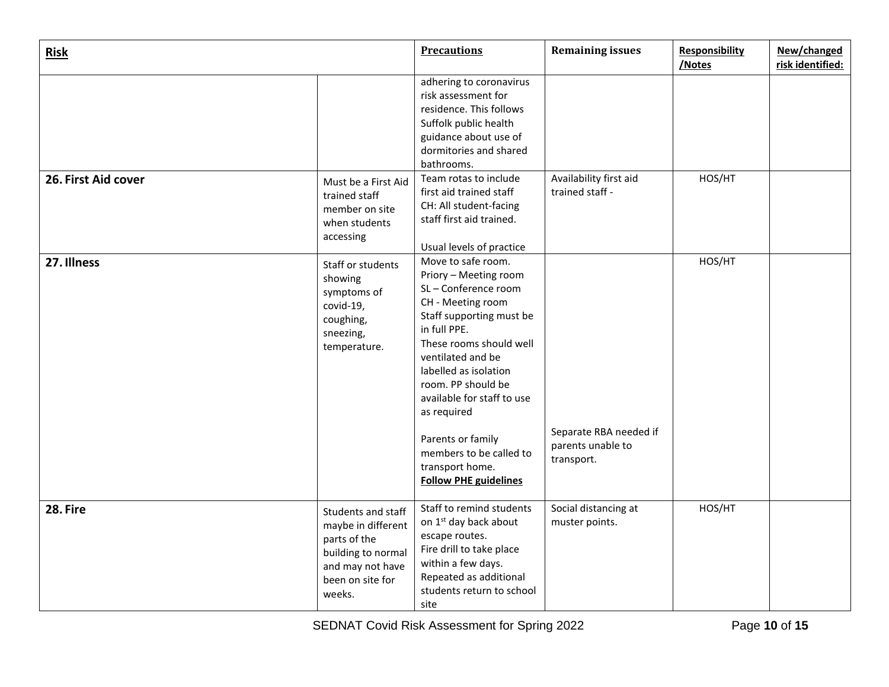| Risk | | Precautions | Remaining issues | Responsibility /Notes | New/changed risk identified: |
|---|---|---|---|---|---|
| | | adhering to coronavirus risk assessment for residence. This follows Suffolk public health guidance about use of dormitories and shared bathrooms. | | | |
| **26. First Aid cover** | Must be a First Aid trained staff member on site when students accessing | Team rotas to include first aid trained staff<br>CH: All student-facing staff first aid trained.<br><br>Usual levels of practice | Availability first aid trained staff - | HOS/HT | |
| **27. Illness** | Staff or students showing symptoms of covid-19, coughing, sneezing, temperature. | Move to safe room.<br>Priory – Meeting room<br>SL – Conference room<br>CH - Meeting room<br>Staff supporting must be in full PPE.<br>These rooms should well ventilated and be labelled as isolation room. PP should be available for staff to use as required<br><br>Parents or family members to be called to transport home.<br>**Follow PHE guidelines** | Separate RBA needed if parents unable to transport. | HOS/HT | |
| **28. Fire** | Students and staff maybe in different parts of the building to normal and may not have been on site for weeks. | Staff to remind students on 1st day back about escape routes.<br>Fire drill to take place within a few days.<br>Repeated as additional students return to school site | Social distancing at muster points. | HOS/HT | |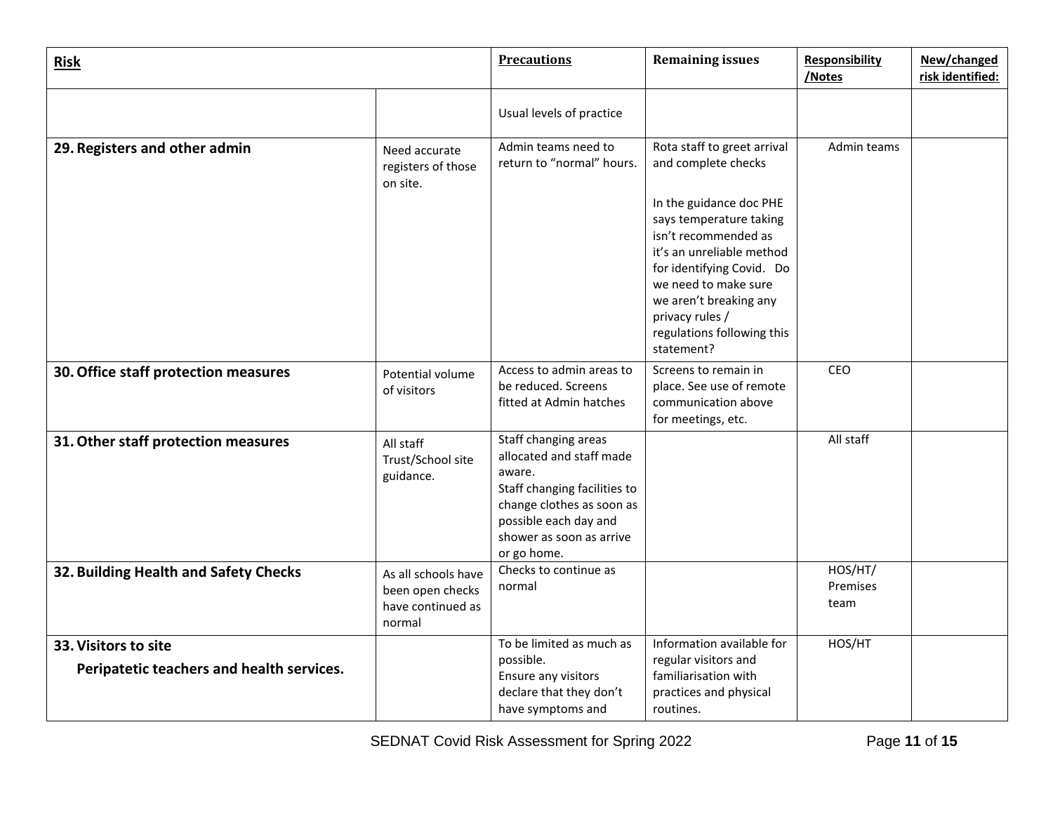| **Risk** | | **Precautions** | **Remaining issues** | **Responsibility /Notes** | **New/changed risk identified:** |
|---|---|---|---|---|---|
| | | Usual levels of practice | | | |
| **29. Registers and other admin** | Need accurate registers of those on site. | Admin teams need to return to "normal" hours. | Rota staff to greet arrival and complete checks<br><br>In the guidance doc PHE says temperature taking isn't recommended as it's an unreliable method for identifying Covid. Do we need to make sure we aren't breaking any privacy rules / regulations following this statement? | Admin teams | |
| **30. Office staff protection measures** | Potential volume of visitors | Access to admin areas to be reduced. Screens fitted at Admin hatches | Screens to remain in place. See use of remote communication above for meetings, etc. | CEO | |
| **31. Other staff protection measures** | All staff Trust/School site guidance. | Staff changing areas allocated and staff made aware.<br>Staff changing facilities to change clothes as soon as possible each day and shower as soon as arrive or go home. | | All staff | |
| **32. Building Health and Safety Checks** | As all schools have been open checks have continued as normal | Checks to continue as normal | | HOS/HT/ Premises team | |
| **33. Visitors to site**<br>**Peripatetic teachers and health services.** | | To be limited as much as possible.<br>Ensure any visitors declare that they don't have symptoms and | Information available for regular visitors and familiarisation with practices and physical routines. | HOS/HT | |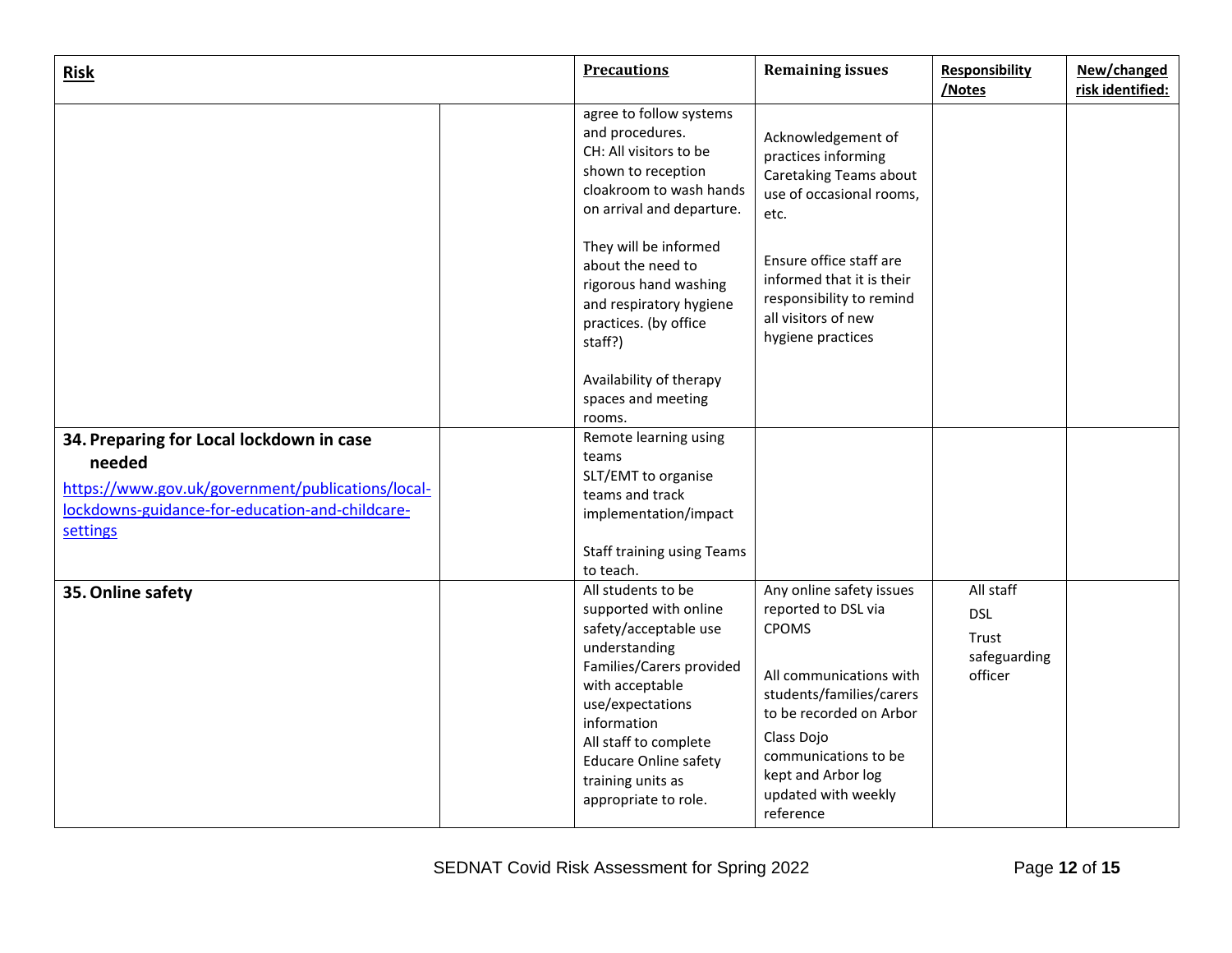| **Risk** | | **Precautions** | **Remaining issues** | **Responsibility /Notes** | **New/changed risk identified:** |
|---|---|---|---|---|---|
| | | agree to follow systems and procedures.<br>CH: All visitors to be shown to reception cloakroom to wash hands on arrival and departure.<br><br>They will be informed about the need to rigorous hand washing and respiratory hygiene practices. (by office staff?)<br><br>Availability of therapy spaces and meeting rooms. | Acknowledgement of practices informing Caretaking Teams about use of occasional rooms, etc.<br><br>Ensure office staff are informed that it is their responsibility to remind all visitors of new hygiene practices | | |
| **34. Preparing for Local lockdown in case needed**<br>https://www.gov.uk/government/publications/local-lockdowns-guidance-for-education-and-childcare-settings | | Remote learning using teams<br>SLT/EMT to organise teams and track implementation/impact<br><br>Staff training using Teams to teach. | | | |
| **35. Online safety** | | All students to be supported with online safety/acceptable use understanding<br>Families/Carers provided with acceptable use/expectations information<br>All staff to complete Educare Online safety training units as appropriate to role. | Any online safety issues reported to DSL via CPOMS<br><br>All communications with students/families/carers to be recorded on Arbor<br>Class Dojo communications to be kept and Arbor log updated with weekly reference | All staff<br>DSL<br>Trust safeguarding officer | |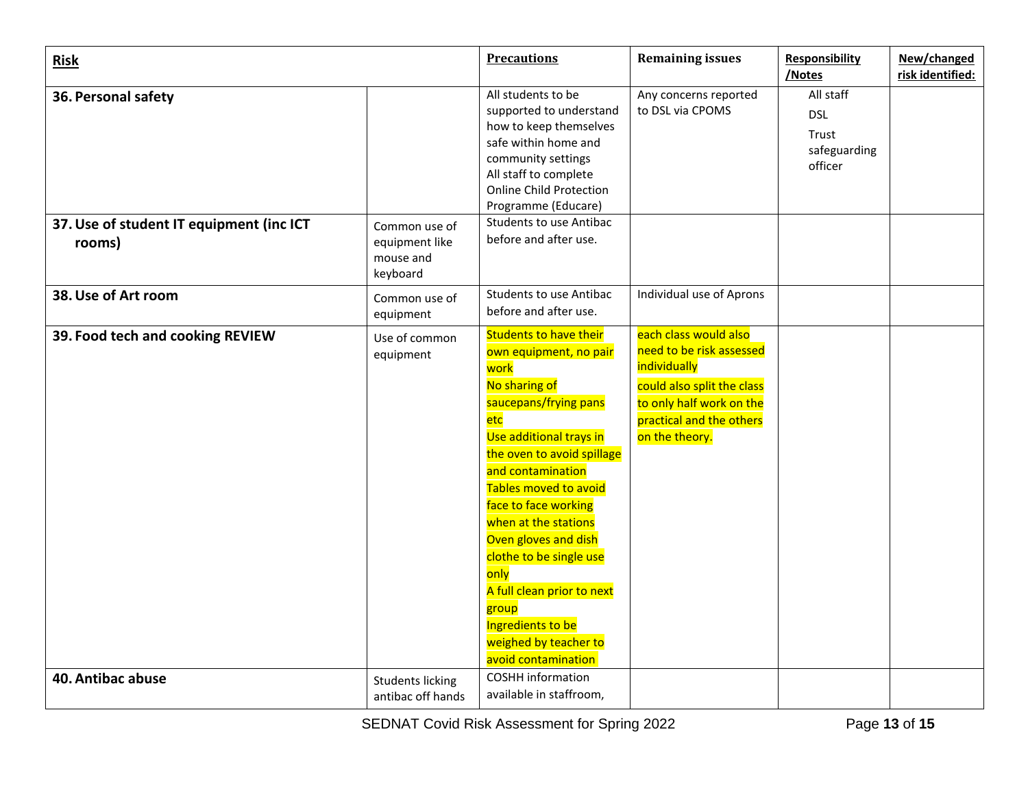| Risk | | Precautions | Remaining issues | Responsibility /Notes | New/changed risk identified: |
|---|---|---|---|---|---|
| **36. Personal safety** | | All students to be supported to understand how to keep themselves safe within home and community settings<br>All staff to complete Online Child Protection Programme (Educare) | Any concerns reported to DSL via CPOMS | All staff<br>DSL<br>Trust safeguarding officer | |
| **37. Use of student IT equipment (inc ICT rooms)** | Common use of equipment like mouse and keyboard | Students to use Antibac before and after use. | | | |
| **38. Use of Art room** | Common use of equipment | Students to use Antibac before and after use. | Individual use of Aprons | | |
| **39. Food tech and cooking REVIEW** | Use of common equipment | Students to have their own equipment, no pair work<br>No sharing of saucepans/frying pans etc<br>Use additional trays in the oven to avoid spillage and contamination<br>Tables moved to avoid face to face working when at the stations<br>Oven gloves and dish clothe to be single use only<br>A full clean prior to next group<br>Ingredients to be weighed by teacher to avoid contamination | each class would also need to be risk assessed individually<br>could also split the class to only half work on the practical and the others on the theory. | | |
| **40. Antibac abuse** | Students licking antibac off hands | COSHH information available in staffroom, | | | |

SEDNAT Covid Risk Assessment for Spring 2022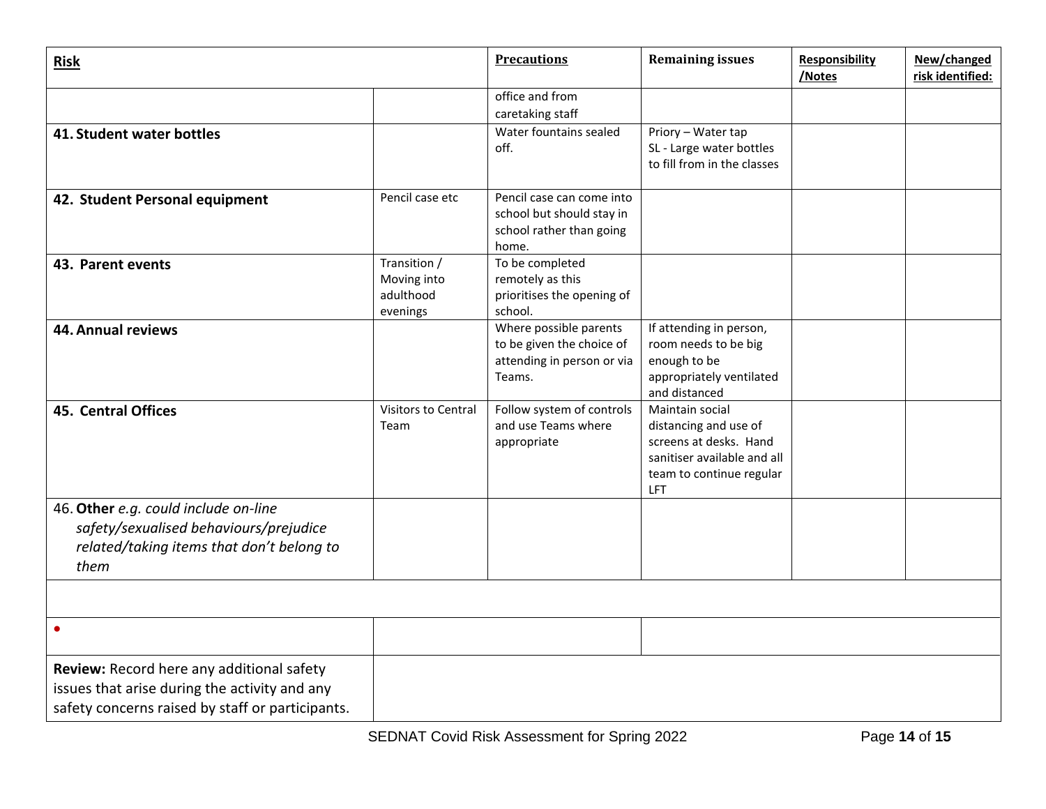| **Risk** | | **Precautions** | **Remaining issues** | **Responsibility /Notes** | **New/changed risk identified:** |
|---|---|---|---|---|---|
| | | office and from caretaking staff | | | |
| **41. Student water bottles** | | Water fountains sealed off. | Priory – Water tap<br>SL - Large water bottles to fill from in the classes | | |
| **42. Student Personal equipment** | Pencil case etc | Pencil case can come into school but should stay in school rather than going home. | | | |
| **43. Parent events** | Transition / Moving into adulthood evenings | To be completed remotely as this prioritises the opening of school. | | | |
| **44. Annual reviews** | | Where possible parents to be given the choice of attending in person or via Teams. | If attending in person, room needs to be big enough to be appropriately ventilated and distanced | | |
| **45. Central Offices** | Visitors to Central Team | Follow system of controls and use Teams where appropriate | Maintain social distancing and use of screens at desks. Hand sanitiser available and all team to continue regular LFT | | |
| 46. **Other** *e.g. could include on-line safety/sexualised behaviours/prejudice related/taking items that don't belong to them* | | | | | |
| | | | | | |
| • | | | | | |
| **Review:** Record here any additional safety issues that arise during the activity and any safety concerns raised by staff or participants. | | | | | |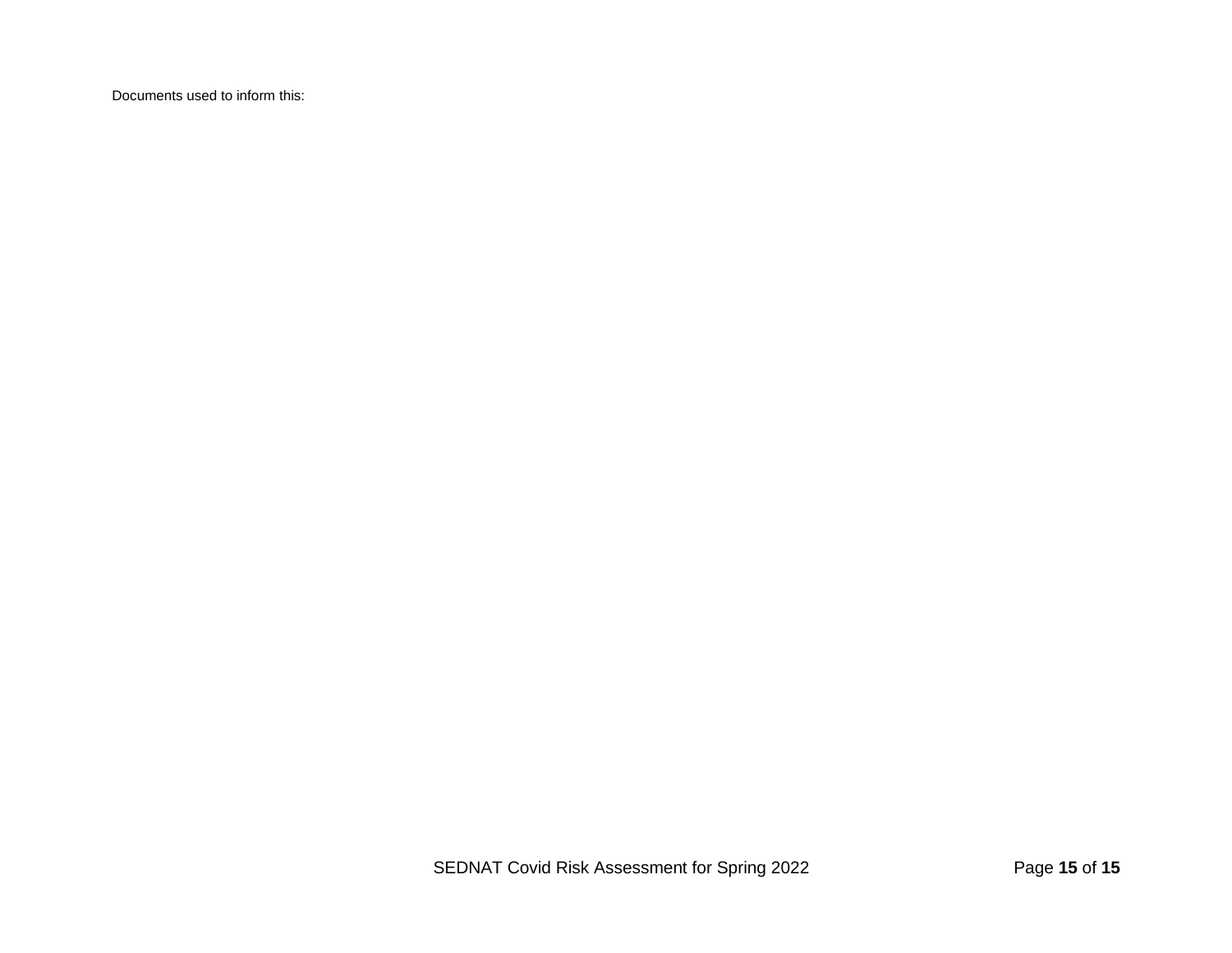Documents used to inform this: